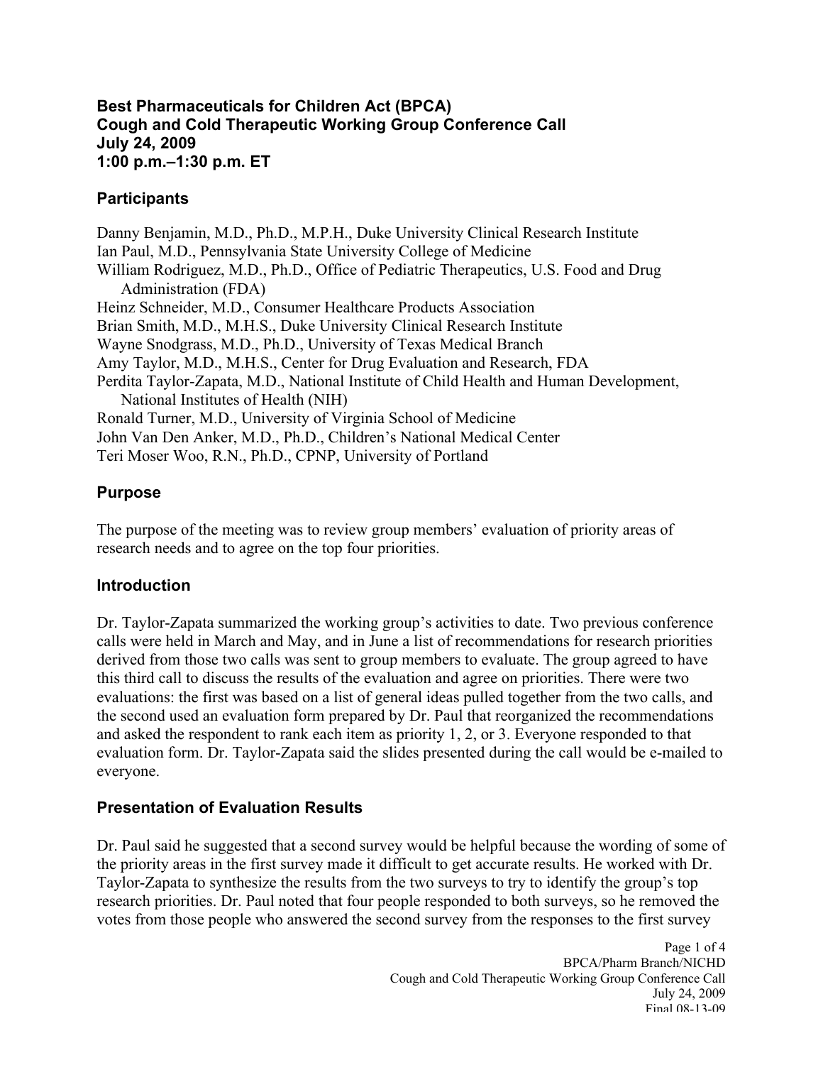# Best Pharmaceuticals for Children Act (BPCA)
# Cough and Cold Therapeutic Working Group Conference Call
# July 24, 2009
# 1:00 p.m.–1:30 p.m. ET

## Participants

Danny Benjamin, M.D., Ph.D., M.P.H., Duke University Clinical Research Institute
Ian Paul, M.D., Pennsylvania State University College of Medicine
William Rodriguez, M.D., Ph.D., Office of Pediatric Therapeutics, U.S. Food and Drug Administration (FDA)
Heinz Schneider, M.D., Consumer Healthcare Products Association
Brian Smith, M.D., M.H.S., Duke University Clinical Research Institute
Wayne Snodgrass, M.D., Ph.D., University of Texas Medical Branch
Amy Taylor, M.D., M.H.S., Center for Drug Evaluation and Research, FDA
Perdita Taylor-Zapata, M.D., National Institute of Child Health and Human Development, National Institutes of Health (NIH)
Ronald Turner, M.D., University of Virginia School of Medicine
John Van Den Anker, M.D., Ph.D., Children's National Medical Center
Teri Moser Woo, R.N., Ph.D., CPNP, University of Portland

## Purpose

The purpose of the meeting was to review group members' evaluation of priority areas of research needs and to agree on the top four priorities.

## Introduction

Dr. Taylor-Zapata summarized the working group's activities to date. Two previous conference calls were held in March and May, and in June a list of recommendations for research priorities derived from those two calls was sent to group members to evaluate. The group agreed to have this third call to discuss the results of the evaluation and agree on priorities. There were two evaluations: the first was based on a list of general ideas pulled together from the two calls, and the second used an evaluation form prepared by Dr. Paul that reorganized the recommendations and asked the respondent to rank each item as priority 1, 2, or 3. Everyone responded to that evaluation form. Dr. Taylor-Zapata said the slides presented during the call would be e-mailed to everyone.

## Presentation of Evaluation Results

Dr. Paul said he suggested that a second survey would be helpful because the wording of some of the priority areas in the first survey made it difficult to get accurate results. He worked with Dr. Taylor-Zapata to synthesize the results from the two surveys to try to identify the group's top research priorities. Dr. Paul noted that four people responded to both surveys, so he removed the votes from those people who answered the second survey from the responses to the first survey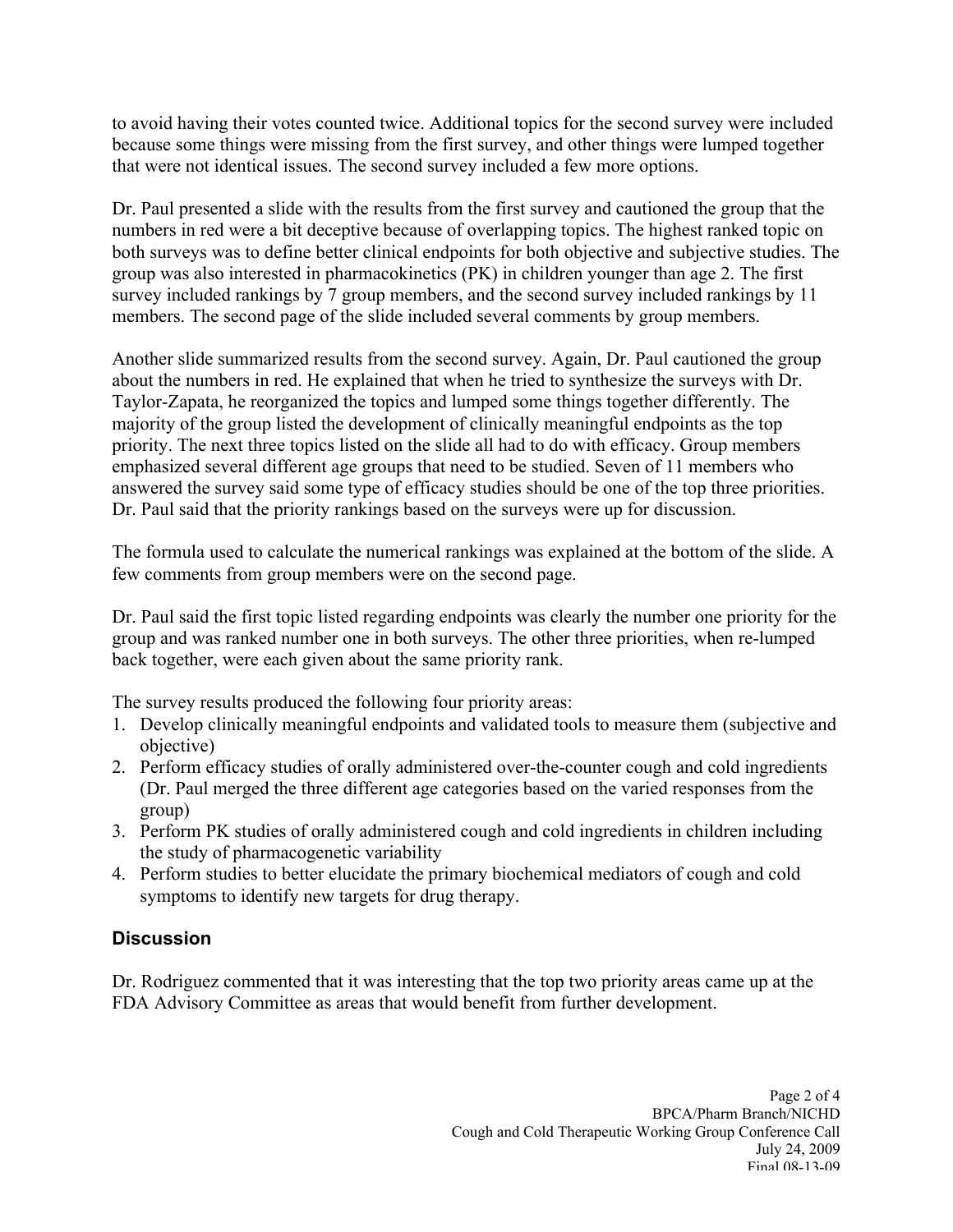to avoid having their votes counted twice. Additional topics for the second survey were included because some things were missing from the first survey, and other things were lumped together that were not identical issues. The second survey included a few more options.

Dr. Paul presented a slide with the results from the first survey and cautioned the group that the numbers in red were a bit deceptive because of overlapping topics. The highest ranked topic on both surveys was to define better clinical endpoints for both objective and subjective studies. The group was also interested in pharmacokinetics (PK) in children younger than age 2. The first survey included rankings by 7 group members, and the second survey included rankings by 11 members. The second page of the slide included several comments by group members.

Another slide summarized results from the second survey. Again, Dr. Paul cautioned the group about the numbers in red. He explained that when he tried to synthesize the surveys with Dr. Taylor-Zapata, he reorganized the topics and lumped some things together differently. The majority of the group listed the development of clinically meaningful endpoints as the top priority. The next three topics listed on the slide all had to do with efficacy. Group members emphasized several different age groups that need to be studied. Seven of 11 members who answered the survey said some type of efficacy studies should be one of the top three priorities. Dr. Paul said that the priority rankings based on the surveys were up for discussion.

The formula used to calculate the numerical rankings was explained at the bottom of the slide. A few comments from group members were on the second page.

Dr. Paul said the first topic listed regarding endpoints was clearly the number one priority for the group and was ranked number one in both surveys. The other three priorities, when re-lumped back together, were each given about the same priority rank.

The survey results produced the following four priority areas:

1. Develop clinically meaningful endpoints and validated tools to measure them (subjective and objective)
2. Perform efficacy studies of orally administered over-the-counter cough and cold ingredients (Dr. Paul merged the three different age categories based on the varied responses from the group)
3. Perform PK studies of orally administered cough and cold ingredients in children including the study of pharmacogenetic variability
4. Perform studies to better elucidate the primary biochemical mediators of cough and cold symptoms to identify new targets for drug therapy.

## Discussion

Dr. Rodriguez commented that it was interesting that the top two priority areas came up at the FDA Advisory Committee as areas that would benefit from further development.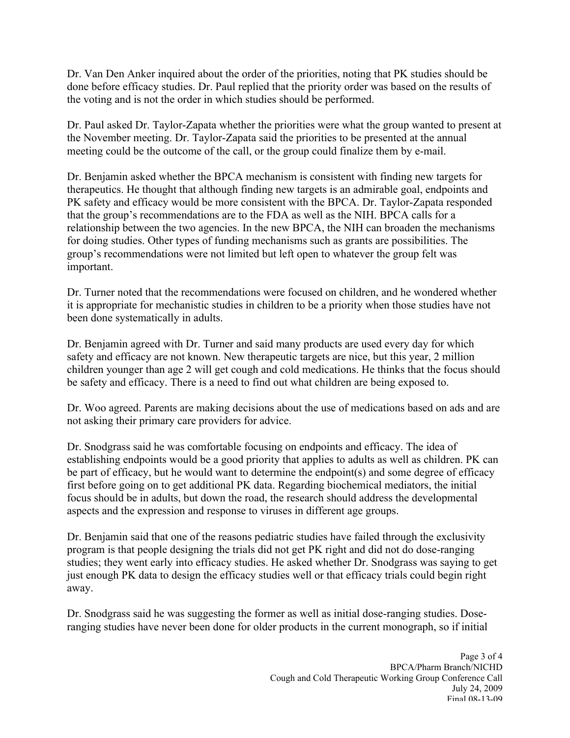Dr. Van Den Anker inquired about the order of the priorities, noting that PK studies should be done before efficacy studies. Dr. Paul replied that the priority order was based on the results of the voting and is not the order in which studies should be performed.

Dr. Paul asked Dr. Taylor-Zapata whether the priorities were what the group wanted to present at the November meeting. Dr. Taylor-Zapata said the priorities to be presented at the annual meeting could be the outcome of the call, or the group could finalize them by e-mail.

Dr. Benjamin asked whether the BPCA mechanism is consistent with finding new targets for therapeutics. He thought that although finding new targets is an admirable goal, endpoints and PK safety and efficacy would be more consistent with the BPCA. Dr. Taylor-Zapata responded that the group's recommendations are to the FDA as well as the NIH. BPCA calls for a relationship between the two agencies. In the new BPCA, the NIH can broaden the mechanisms for doing studies. Other types of funding mechanisms such as grants are possibilities. The group's recommendations were not limited but left open to whatever the group felt was important.

Dr. Turner noted that the recommendations were focused on children, and he wondered whether it is appropriate for mechanistic studies in children to be a priority when those studies have not been done systematically in adults.

Dr. Benjamin agreed with Dr. Turner and said many products are used every day for which safety and efficacy are not known. New therapeutic targets are nice, but this year, 2 million children younger than age 2 will get cough and cold medications. He thinks that the focus should be safety and efficacy. There is a need to find out what children are being exposed to.

Dr. Woo agreed. Parents are making decisions about the use of medications based on ads and are not asking their primary care providers for advice.

Dr. Snodgrass said he was comfortable focusing on endpoints and efficacy. The idea of establishing endpoints would be a good priority that applies to adults as well as children. PK can be part of efficacy, but he would want to determine the endpoint(s) and some degree of efficacy first before going on to get additional PK data. Regarding biochemical mediators, the initial focus should be in adults, but down the road, the research should address the developmental aspects and the expression and response to viruses in different age groups.

Dr. Benjamin said that one of the reasons pediatric studies have failed through the exclusivity program is that people designing the trials did not get PK right and did not do dose-ranging studies; they went early into efficacy studies. He asked whether Dr. Snodgrass was saying to get just enough PK data to design the efficacy studies well or that efficacy trials could begin right away.

Dr. Snodgrass said he was suggesting the former as well as initial dose-ranging studies. Dose-ranging studies have never been done for older products in the current monograph, so if initial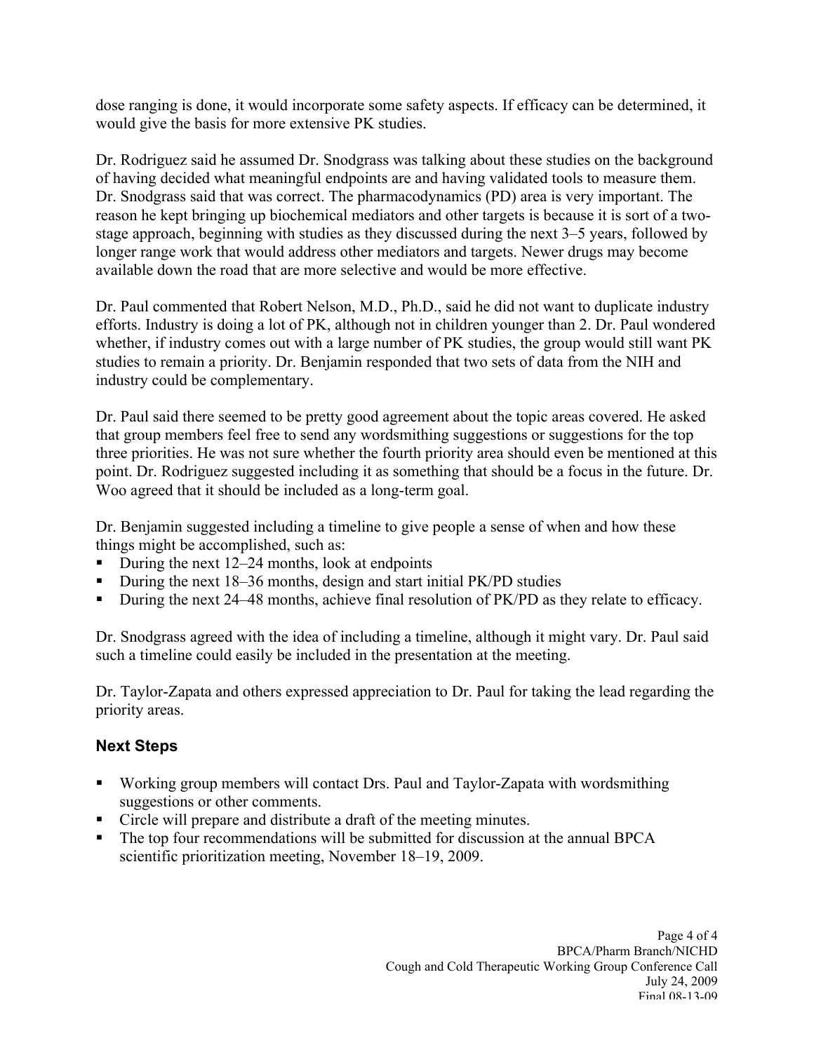dose ranging is done, it would incorporate some safety aspects. If efficacy can be determined, it would give the basis for more extensive PK studies.

Dr. Rodriguez said he assumed Dr. Snodgrass was talking about these studies on the background of having decided what meaningful endpoints are and having validated tools to measure them. Dr. Snodgrass said that was correct. The pharmacodynamics (PD) area is very important. The reason he kept bringing up biochemical mediators and other targets is because it is sort of a two-stage approach, beginning with studies as they discussed during the next 3–5 years, followed by longer range work that would address other mediators and targets. Newer drugs may become available down the road that are more selective and would be more effective.

Dr. Paul commented that Robert Nelson, M.D., Ph.D., said he did not want to duplicate industry efforts. Industry is doing a lot of PK, although not in children younger than 2. Dr. Paul wondered whether, if industry comes out with a large number of PK studies, the group would still want PK studies to remain a priority. Dr. Benjamin responded that two sets of data from the NIH and industry could be complementary.

Dr. Paul said there seemed to be pretty good agreement about the topic areas covered. He asked that group members feel free to send any wordsmithing suggestions or suggestions for the top three priorities. He was not sure whether the fourth priority area should even be mentioned at this point. Dr. Rodriguez suggested including it as something that should be a focus in the future. Dr. Woo agreed that it should be included as a long-term goal.

Dr. Benjamin suggested including a timeline to give people a sense of when and how these things might be accomplished, such as:

- During the next 12–24 months, look at endpoints
- During the next 18–36 months, design and start initial PK/PD studies
- During the next 24–48 months, achieve final resolution of PK/PD as they relate to efficacy.

Dr. Snodgrass agreed with the idea of including a timeline, although it might vary. Dr. Paul said such a timeline could easily be included in the presentation at the meeting.

Dr. Taylor-Zapata and others expressed appreciation to Dr. Paul for taking the lead regarding the priority areas.

### Next Steps

- Working group members will contact Drs. Paul and Taylor-Zapata with wordsmithing suggestions or other comments.
- Circle will prepare and distribute a draft of the meeting minutes.
- The top four recommendations will be submitted for discussion at the annual BPCA scientific prioritization meeting, November 18–19, 2009.